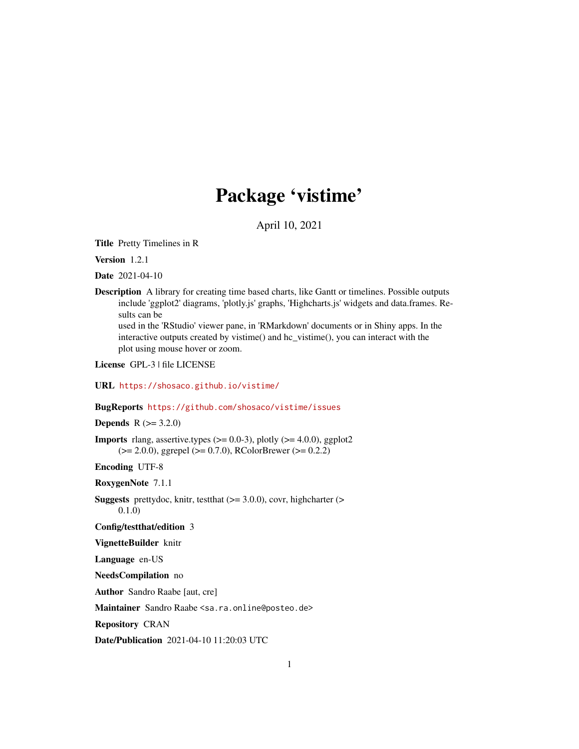# Package 'vistime'

April 10, 2021

**Title** Pretty Timelines in R

**Version** 1.2.1

**Date** 2021-04-10

**Description** A library for creating time based charts, like Gantt or timelines. Possible outputs include 'ggplot2' diagrams, 'plotly.js' graphs, 'Highcharts.js' widgets and data.frames. Results can be used in the 'RStudio' viewer pane, in 'RMarkdown' documents or in Shiny apps. In the interactive outputs created by vistime() and hc_vistime(), you can interact with the plot using mouse hover or zoom.

**License** GPL-3 | file LICENSE

**URL** https://shosaco.github.io/vistime/

**BugReports** https://github.com/shosaco/vistime/issues

**Depends** R (>= 3.2.0)

**Imports** rlang, assertive.types (>= 0.0-3), plotly (>= 4.0.0), ggplot2 (>= 2.0.0), ggrepel (>= 0.7.0), RColorBrewer (>= 0.2.2)

**Encoding** UTF-8

**RoxygenNote** 7.1.1

**Suggests** prettydoc, knitr, testthat (>= 3.0.0), covr, highcharter (> 0.1.0)

**Config/testthat/edition** 3

**VignetteBuilder** knitr

**Language** en-US

**NeedsCompilation** no

**Author** Sandro Raabe [aut, cre]

**Maintainer** Sandro Raabe <sa.ra.online@posteo.de>

**Repository** CRAN

**Date/Publication** 2021-04-10 11:20:03 UTC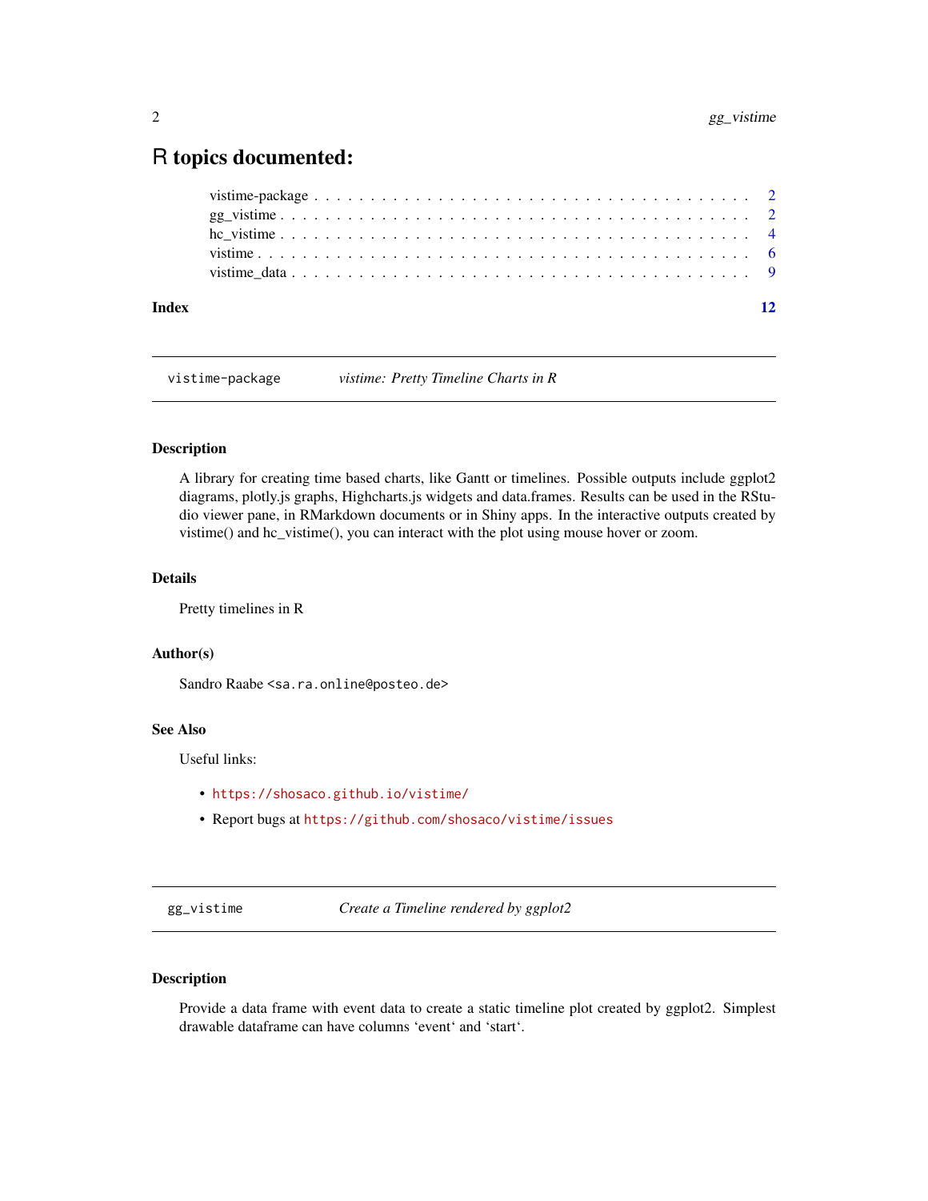# R topics documented:

| | |
|---|---|
| vistime-package | 2 |
| gg_vistime | 2 |
| hc_vistime | 4 |
| vistime | 6 |
| vistime_data | 9 |
| **Index** | 12 |

---

`vistime-package` *vistime: Pretty Timeline Charts in R*

---

### Description

A library for creating time based charts, like Gantt or timelines. Possible outputs include ggplot2 diagrams, plotly.js graphs, Highcharts.js widgets and data.frames. Results can be used in the RStudio viewer pane, in RMarkdown documents or in Shiny apps. In the interactive outputs created by vistime() and hc_vistime(), you can interact with the plot using mouse hover or zoom.

### Details

Pretty timelines in R

### Author(s)

Sandro Raabe <sa.ra.online@posteo.de>

### See Also

Useful links:

- https://shosaco.github.io/vistime/
- Report bugs at https://github.com/shosaco/vistime/issues

---

`gg_vistime` *Create a Timeline rendered by ggplot2*

---

### Description

Provide a data frame with event data to create a static timeline plot created by ggplot2. Simplest drawable dataframe can have columns ‘event‘ and ‘start‘.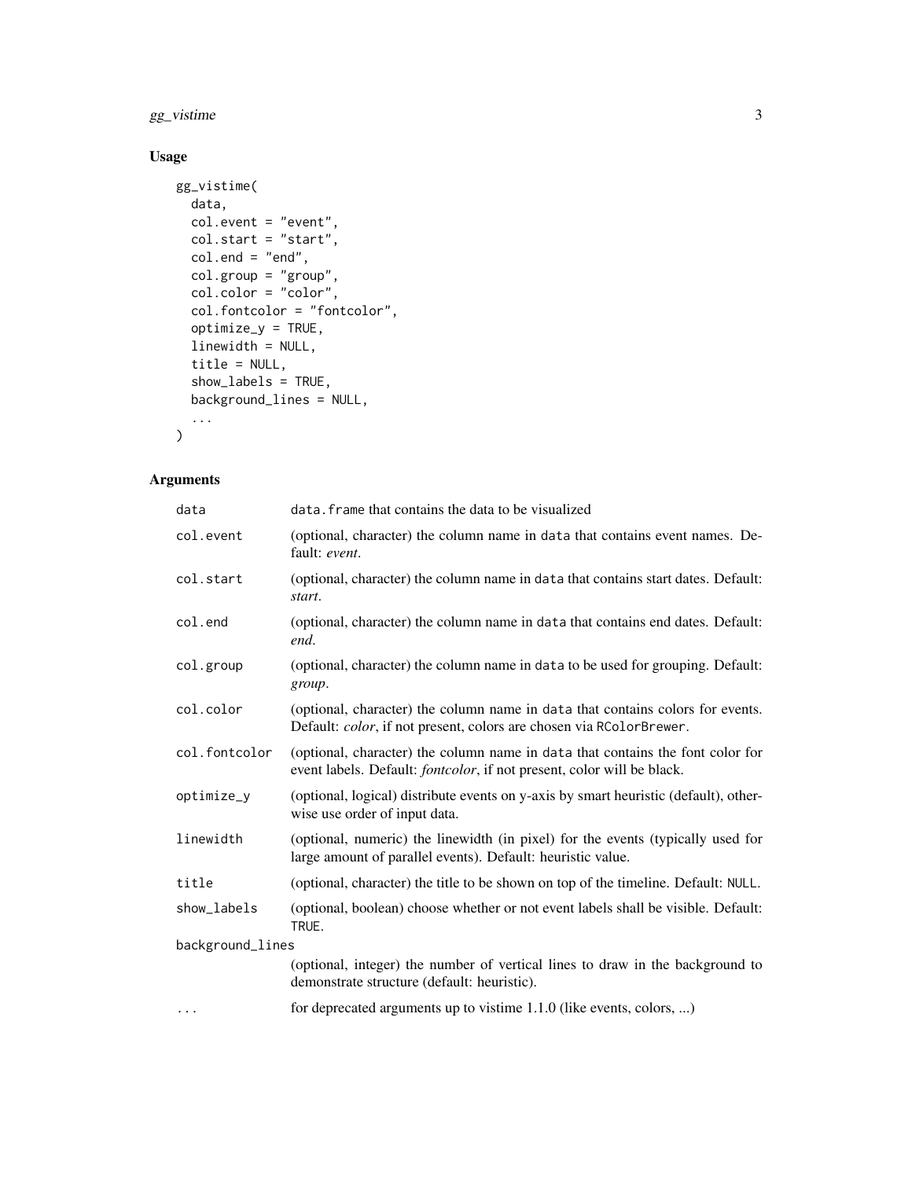## Usage

```
gg_vistime(
  data,
  col.event = "event",
  col.start = "start",
  col.end = "end",
  col.group = "group",
  col.color = "color",
  col.fontcolor = "fontcolor",
  optimize_y = TRUE,
  linewidth = NULL,
  title = NULL,
  show_labels = TRUE,
  background_lines = NULL,
  ...
)
```

## Arguments

| Argument | Description |
| --- | --- |
| `data` | `data.frame` that contains the data to be visualized |
| `col.event` | (optional, character) the column name in `data` that contains event names. Default: *event*. |
| `col.start` | (optional, character) the column name in `data` that contains start dates. Default: *start*. |
| `col.end` | (optional, character) the column name in `data` that contains end dates. Default: *end*. |
| `col.group` | (optional, character) the column name in `data` to be used for grouping. Default: *group*. |
| `col.color` | (optional, character) the column name in `data` that contains colors for events. Default: *color*, if not present, colors are chosen via `RColorBrewer`. |
| `col.fontcolor` | (optional, character) the column name in `data` that contains the font color for event labels. Default: *fontcolor*, if not present, color will be black. |
| `optimize_y` | (optional, logical) distribute events on y-axis by smart heuristic (default), otherwise use order of input data. |
| `linewidth` | (optional, numeric) the linewidth (in pixel) for the events (typically used for large amount of parallel events). Default: heuristic value. |
| `title` | (optional, character) the title to be shown on top of the timeline. Default: `NULL`. |
| `show_labels` | (optional, boolean) choose whether or not event labels shall be visible. Default: `TRUE`. |
| `background_lines` | (optional, integer) the number of vertical lines to draw in the background to demonstrate structure (default: heuristic). |
| `...` | for deprecated arguments up to vistime 1.1.0 (like events, colors, ...) |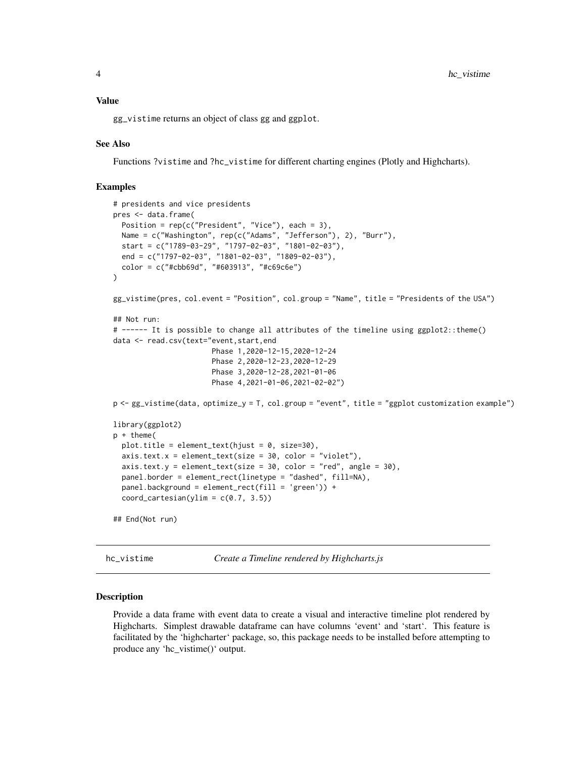### Value

gg_vistime returns an object of class gg and ggplot.

### See Also

Functions ?vistime and ?hc_vistime for different charting engines (Plotly and Highcharts).

### Examples

```
# presidents and vice presidents
pres <- data.frame(
  Position = rep(c("President", "Vice"), each = 3),
  Name = c("Washington", rep(c("Adams", "Jefferson"), 2), "Burr"),
  start = c("1789-03-29", "1797-02-03", "1801-02-03"),
  end = c("1797-02-03", "1801-02-03", "1809-02-03"),
  color = c("#cbb69d", "#603913", "#c69c6e")
)

gg_vistime(pres, col.event = "Position", col.group = "Name", title = "Presidents of the USA")

## Not run:
# ------ It is possible to change all attributes of the timeline using ggplot2::theme()
data <- read.csv(text="event,start,end
                       Phase 1,2020-12-15,2020-12-24
                       Phase 2,2020-12-23,2020-12-29
                       Phase 3,2020-12-28,2021-01-06
                       Phase 4,2021-01-06,2021-02-02")

p <- gg_vistime(data, optimize_y = T, col.group = "event", title = "ggplot customization example")

library(ggplot2)
p + theme(
  plot.title = element_text(hjust = 0, size=30),
  axis.text.x = element_text(size = 30, color = "violet"),
  axis.text.y = element_text(size = 30, color = "red", angle = 30),
  panel.border = element_rect(linetype = "dashed", fill=NA),
  panel.background = element_rect(fill = 'green')) +
  coord_cartesian(ylim = c(0.7, 3.5))

## End(Not run)
```

---

## hc_vistime — *Create a Timeline rendered by Highcharts.js*

---

### Description

Provide a data frame with event data to create a visual and interactive timeline plot rendered by Highcharts. Simplest drawable dataframe can have columns 'event' and 'start'. This feature is facilitated by the 'highcharter' package, so, this package needs to be installed before attempting to produce any 'hc_vistime()' output.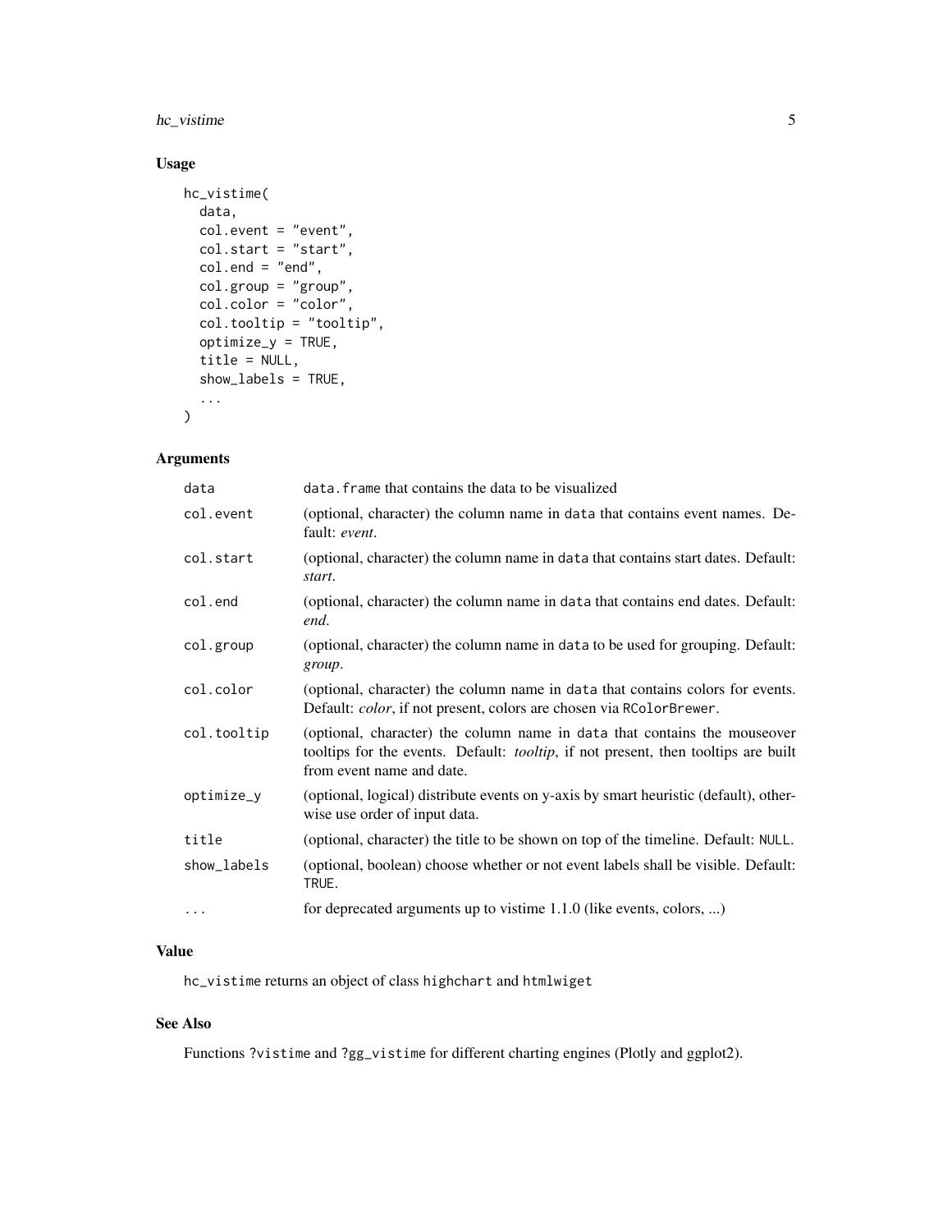## Usage

```
hc_vistime(
  data,
  col.event = "event",
  col.start = "start",
  col.end = "end",
  col.group = "group",
  col.color = "color",
  col.tooltip = "tooltip",
  optimize_y = TRUE,
  title = NULL,
  show_labels = TRUE,
  ...
)
```

## Arguments

| | |
|---|---|
| data | data.frame that contains the data to be visualized |
| col.event | (optional, character) the column name in data that contains event names. Default: *event*. |
| col.start | (optional, character) the column name in data that contains start dates. Default: *start*. |
| col.end | (optional, character) the column name in data that contains end dates. Default: *end*. |
| col.group | (optional, character) the column name in data to be used for grouping. Default: *group*. |
| col.color | (optional, character) the column name in data that contains colors for events. Default: *color*, if not present, colors are chosen via RColorBrewer. |
| col.tooltip | (optional, character) the column name in data that contains the mouseover tooltips for the events. Default: *tooltip*, if not present, then tooltips are built from event name and date. |
| optimize_y | (optional, logical) distribute events on y-axis by smart heuristic (default), otherwise use order of input data. |
| title | (optional, character) the title to be shown on top of the timeline. Default: NULL. |
| show_labels | (optional, boolean) choose whether or not event labels shall be visible. Default: TRUE. |
| ... | for deprecated arguments up to vistime 1.1.0 (like events, colors, ...) |

## Value

hc_vistime returns an object of class highchart and htmlwiget

## See Also

Functions ?vistime and ?gg_vistime for different charting engines (Plotly and ggplot2).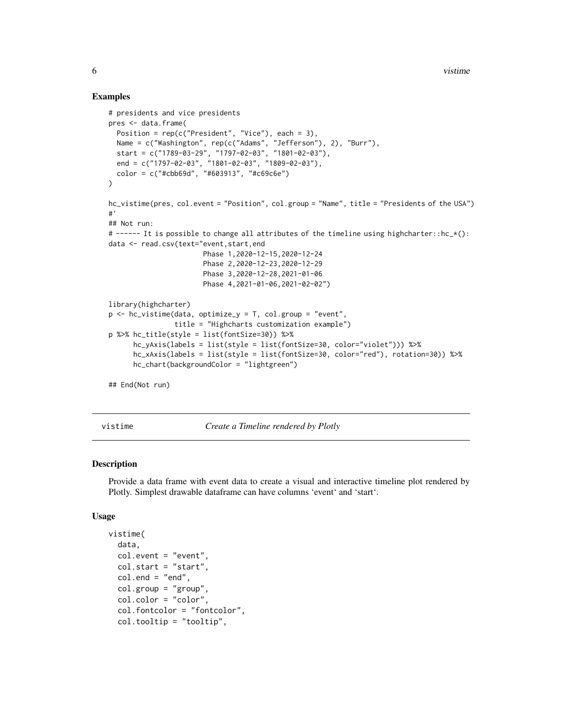### Examples

```
# presidents and vice presidents
pres <- data.frame(
  Position = rep(c("President", "Vice"), each = 3),
  Name = c("Washington", rep(c("Adams", "Jefferson"), 2), "Burr"),
  start = c("1789-03-29", "1797-02-03", "1801-02-03"),
  end = c("1797-02-03", "1801-02-03", "1809-02-03"),
  color = c("#cbb69d", "#603913", "#c69c6e")
)

hc_vistime(pres, col.event = "Position", col.group = "Name", title = "Presidents of the USA")
#'
## Not run:
# ------ It is possible to change all attributes of the timeline using highcharter::hc_*():
data <- read.csv(text="event,start,end
                       Phase 1,2020-12-15,2020-12-24
                       Phase 2,2020-12-23,2020-12-29
                       Phase 3,2020-12-28,2021-01-06
                       Phase 4,2021-01-06,2021-02-02")

library(highcharter)
p <- hc_vistime(data, optimize_y = T, col.group = "event",
                title = "Highcharts customization example")
p %>% hc_title(style = list(fontSize=30)) %>%
      hc_yAxis(labels = list(style = list(fontSize=30, color="violet"))) %>%
      hc_xAxis(labels = list(style = list(fontSize=30, color="red"), rotation=30)) %>%
      hc_chart(backgroundColor = "lightgreen")

## End(Not run)
```

## vistime — *Create a Timeline rendered by Plotly*

### Description

Provide a data frame with event data to create a visual and interactive timeline plot rendered by Plotly. Simplest drawable dataframe can have columns 'event' and 'start'.

### Usage

```
vistime(
  data,
  col.event = "event",
  col.start = "start",
  col.end = "end",
  col.group = "group",
  col.color = "color",
  col.fontcolor = "fontcolor",
  col.tooltip = "tooltip",
```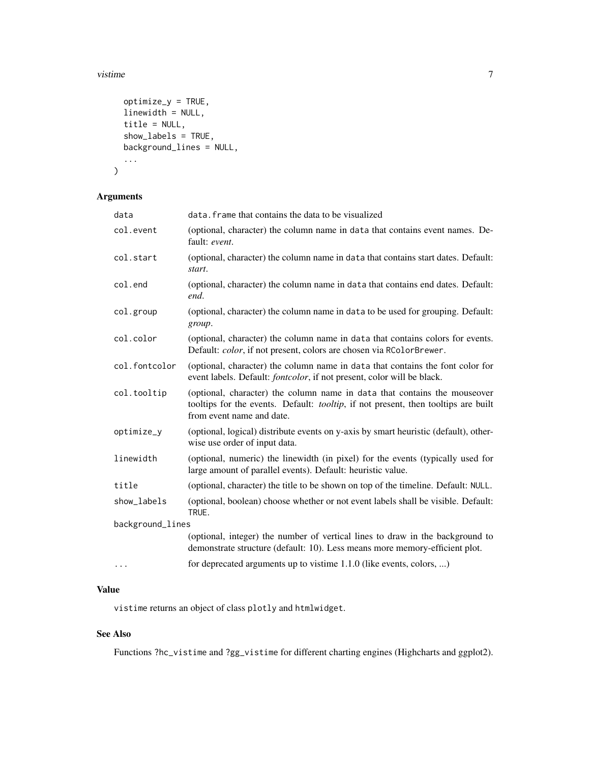```
  optimize_y = TRUE,
  linewidth = NULL,
  title = NULL,
  show_labels = TRUE,
  background_lines = NULL,
  ...
)
```

### Arguments

| Argument | Description |
| --- | --- |
| data | data.frame that contains the data to be visualized |
| col.event | (optional, character) the column name in data that contains event names. Default: *event*. |
| col.start | (optional, character) the column name in data that contains start dates. Default: *start*. |
| col.end | (optional, character) the column name in data that contains end dates. Default: *end*. |
| col.group | (optional, character) the column name in data to be used for grouping. Default: *group*. |
| col.color | (optional, character) the column name in data that contains colors for events. Default: *color*, if not present, colors are chosen via RColorBrewer. |
| col.fontcolor | (optional, character) the column name in data that contains the font color for event labels. Default: *fontcolor*, if not present, color will be black. |
| col.tooltip | (optional, character) the column name in data that contains the mouseover tooltips for the events. Default: *tooltip*, if not present, then tooltips are built from event name and date. |
| optimize_y | (optional, logical) distribute events on y-axis by smart heuristic (default), otherwise use order of input data. |
| linewidth | (optional, numeric) the linewidth (in pixel) for the events (typically used for large amount of parallel events). Default: heuristic value. |
| title | (optional, character) the title to be shown on top of the timeline. Default: NULL. |
| show_labels | (optional, boolean) choose whether or not event labels shall be visible. Default: TRUE. |
| background_lines | (optional, integer) the number of vertical lines to draw in the background to demonstrate structure (default: 10). Less means more memory-efficient plot. |
| ... | for deprecated arguments up to vistime 1.1.0 (like events, colors, ...) |

### Value

vistime returns an object of class plotly and htmlwidget.

### See Also

Functions ?hc_vistime and ?gg_vistime for different charting engines (Highcharts and ggplot2).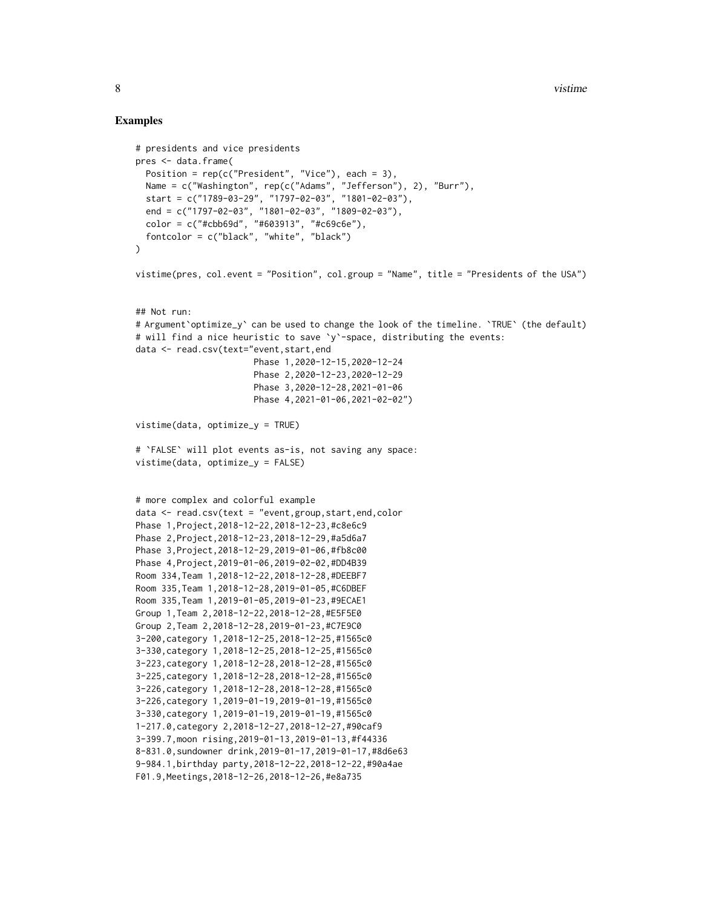## Examples

```
# presidents and vice presidents
pres <- data.frame(
  Position = rep(c("President", "Vice"), each = 3),
  Name = c("Washington", rep(c("Adams", "Jefferson"), 2), "Burr"),
  start = c("1789-03-29", "1797-02-03", "1801-02-03"),
  end = c("1797-02-03", "1801-02-03", "1809-02-03"),
  color = c("#cbb69d", "#603913", "#c69c6e"),
  fontcolor = c("black", "white", "black")
)

vistime(pres, col.event = "Position", col.group = "Name", title = "Presidents of the USA")


## Not run:
# Argument`optimize_y` can be used to change the look of the timeline. `TRUE` (the default)
# will find a nice heuristic to save `y`-space, distributing the events:
data <- read.csv(text="event,start,end
                       Phase 1,2020-12-15,2020-12-24
                       Phase 2,2020-12-23,2020-12-29
                       Phase 3,2020-12-28,2021-01-06
                       Phase 4,2021-01-06,2021-02-02")

vistime(data, optimize_y = TRUE)

# `FALSE` will plot events as-is, not saving any space:
vistime(data, optimize_y = FALSE)


# more complex and colorful example
data <- read.csv(text = "event,group,start,end,color
Phase 1,Project,2018-12-22,2018-12-23,#c8e6c9
Phase 2,Project,2018-12-23,2018-12-29,#a5d6a7
Phase 3,Project,2018-12-29,2019-01-06,#fb8c00
Phase 4,Project,2019-01-06,2019-02-02,#DD4B39
Room 334,Team 1,2018-12-22,2018-12-28,#DEEBF7
Room 335,Team 1,2018-12-28,2019-01-05,#C6DBEF
Room 335,Team 1,2019-01-05,2019-01-23,#9ECAE1
Group 1,Team 2,2018-12-22,2018-12-28,#E5F5E0
Group 2,Team 2,2018-12-28,2019-01-23,#C7E9C0
3-200,category 1,2018-12-25,2018-12-25,#1565c0
3-330,category 1,2018-12-25,2018-12-25,#1565c0
3-223,category 1,2018-12-28,2018-12-28,#1565c0
3-225,category 1,2018-12-28,2018-12-28,#1565c0
3-226,category 1,2018-12-28,2018-12-28,#1565c0
3-226,category 1,2019-01-19,2019-01-19,#1565c0
3-330,category 1,2019-01-19,2019-01-19,#1565c0
1-217.0,category 2,2018-12-27,2018-12-27,#90caf9
3-399.7,moon rising,2019-01-13,2019-01-13,#f44336
8-831.0,sundowner drink,2019-01-17,2019-01-17,#8d6e63
9-984.1,birthday party,2018-12-22,2018-12-22,#90a4ae
F01.9,Meetings,2018-12-26,2018-12-26,#e8a735
```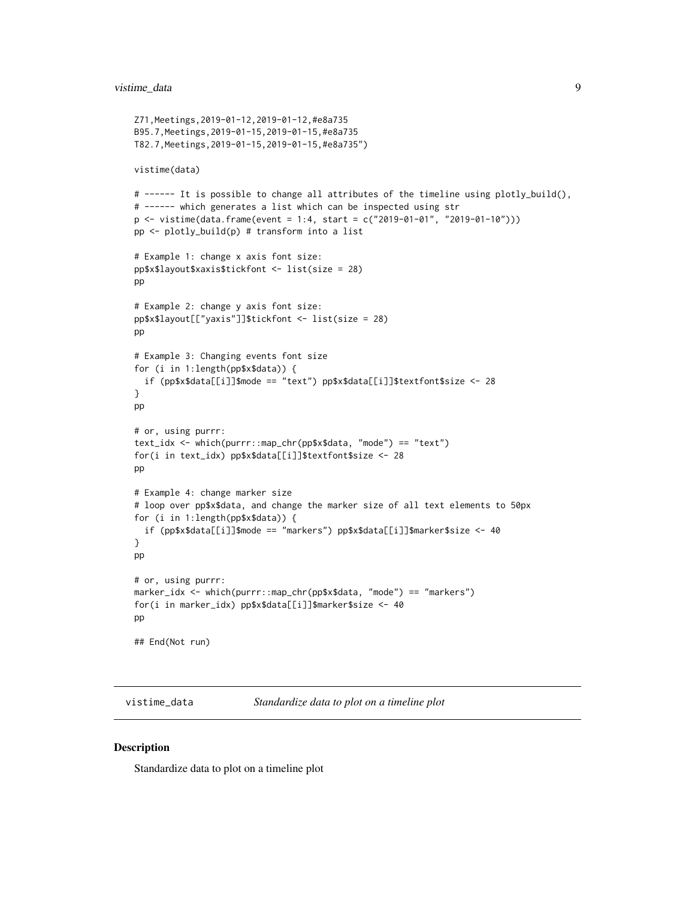```
Z71,Meetings,2019-01-12,2019-01-12,#e8a735
B95.7,Meetings,2019-01-15,2019-01-15,#e8a735
T82.7,Meetings,2019-01-15,2019-01-15,#e8a735")

vistime(data)

# ------ It is possible to change all attributes of the timeline using plotly_build(),
# ------ which generates a list which can be inspected using str
p <- vistime(data.frame(event = 1:4, start = c("2019-01-01", "2019-01-10")))
pp <- plotly_build(p) # transform into a list

# Example 1: change x axis font size:
pp$x$layout$xaxis$tickfont <- list(size = 28)
pp

# Example 2: change y axis font size:
pp$x$layout[["yaxis"]]$tickfont <- list(size = 28)
pp

# Example 3: Changing events font size
for (i in 1:length(pp$x$data)) {
  if (pp$x$data[[i]]$mode == "text") pp$x$data[[i]]$textfont$size <- 28
}
pp

# or, using purrr:
text_idx <- which(purrr::map_chr(pp$x$data, "mode") == "text")
for(i in text_idx) pp$x$data[[i]]$textfont$size <- 28
pp

# Example 4: change marker size
# loop over pp$x$data, and change the marker size of all text elements to 50px
for (i in 1:length(pp$x$data)) {
  if (pp$x$data[[i]]$mode == "markers") pp$x$data[[i]]$marker$size <- 40
}
pp

# or, using purrr:
marker_idx <- which(purrr::map_chr(pp$x$data, "mode") == "markers")
for(i in marker_idx) pp$x$data[[i]]$marker$size <- 40
pp

## End(Not run)
```

---

`vistime_data` *Standardize data to plot on a timeline plot*

---

### Description

Standardize data to plot on a timeline plot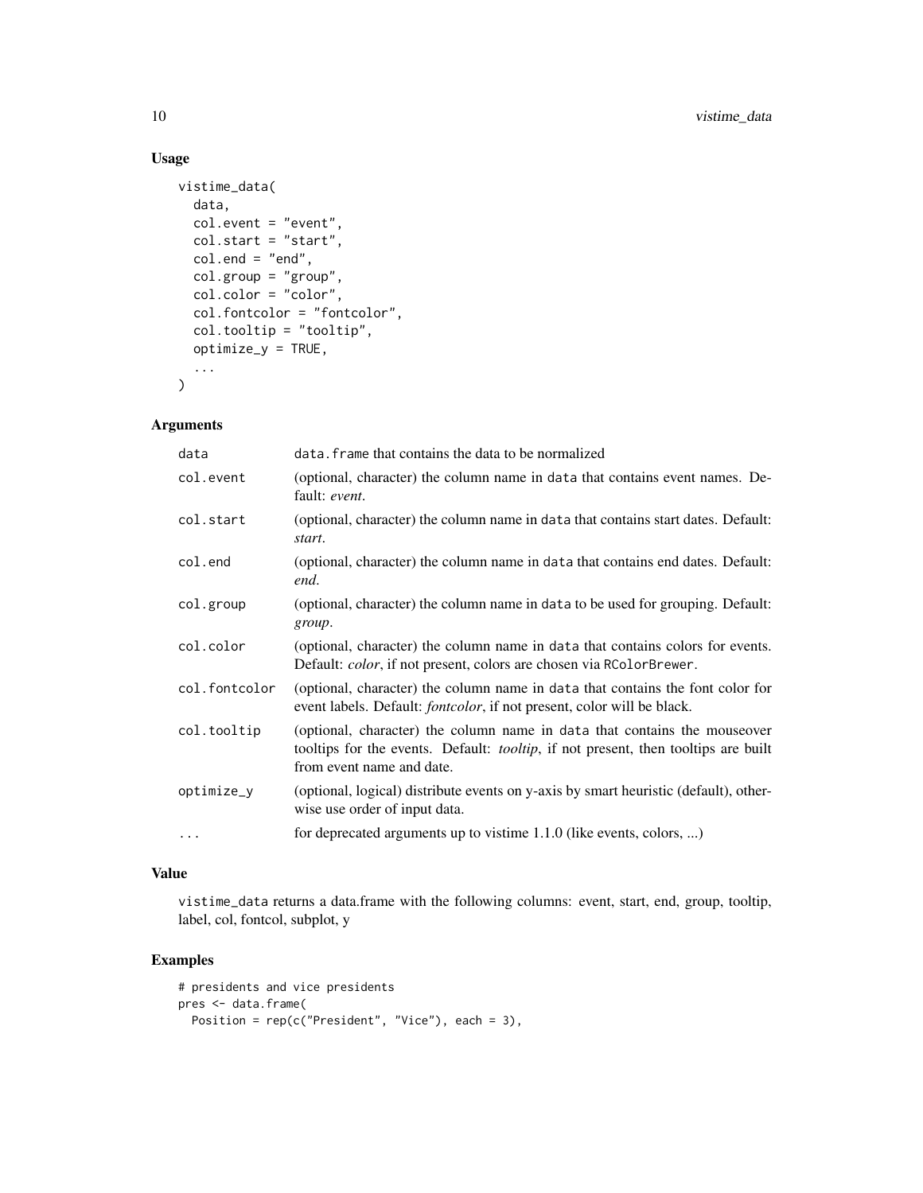## Usage

```
vistime_data(
  data,
  col.event = "event",
  col.start = "start",
  col.end = "end",
  col.group = "group",
  col.color = "color",
  col.fontcolor = "fontcolor",
  col.tooltip = "tooltip",
  optimize_y = TRUE,
  ...
)
```

## Arguments

| | |
|---|---|
| `data` | `data.frame` that contains the data to be normalized |
| `col.event` | (optional, character) the column name in `data` that contains event names. Default: *event*. |
| `col.start` | (optional, character) the column name in `data` that contains start dates. Default: *start*. |
| `col.end` | (optional, character) the column name in `data` that contains end dates. Default: *end*. |
| `col.group` | (optional, character) the column name in `data` to be used for grouping. Default: *group*. |
| `col.color` | (optional, character) the column name in `data` that contains colors for events. Default: *color*, if not present, colors are chosen via `RColorBrewer`. |
| `col.fontcolor` | (optional, character) the column name in `data` that contains the font color for event labels. Default: *fontcolor*, if not present, color will be black. |
| `col.tooltip` | (optional, character) the column name in `data` that contains the mouseover tooltips for the events. Default: *tooltip*, if not present, then tooltips are built from event name and date. |
| `optimize_y` | (optional, logical) distribute events on y-axis by smart heuristic (default), otherwise use order of input data. |
| `...` | for deprecated arguments up to vistime 1.1.0 (like events, colors, ...) |

## Value

`vistime_data` returns a data.frame with the following columns: event, start, end, group, tooltip, label, col, fontcol, subplot, y

## Examples

```
# presidents and vice presidents
pres <- data.frame(
  Position = rep(c("President", "Vice"), each = 3),
```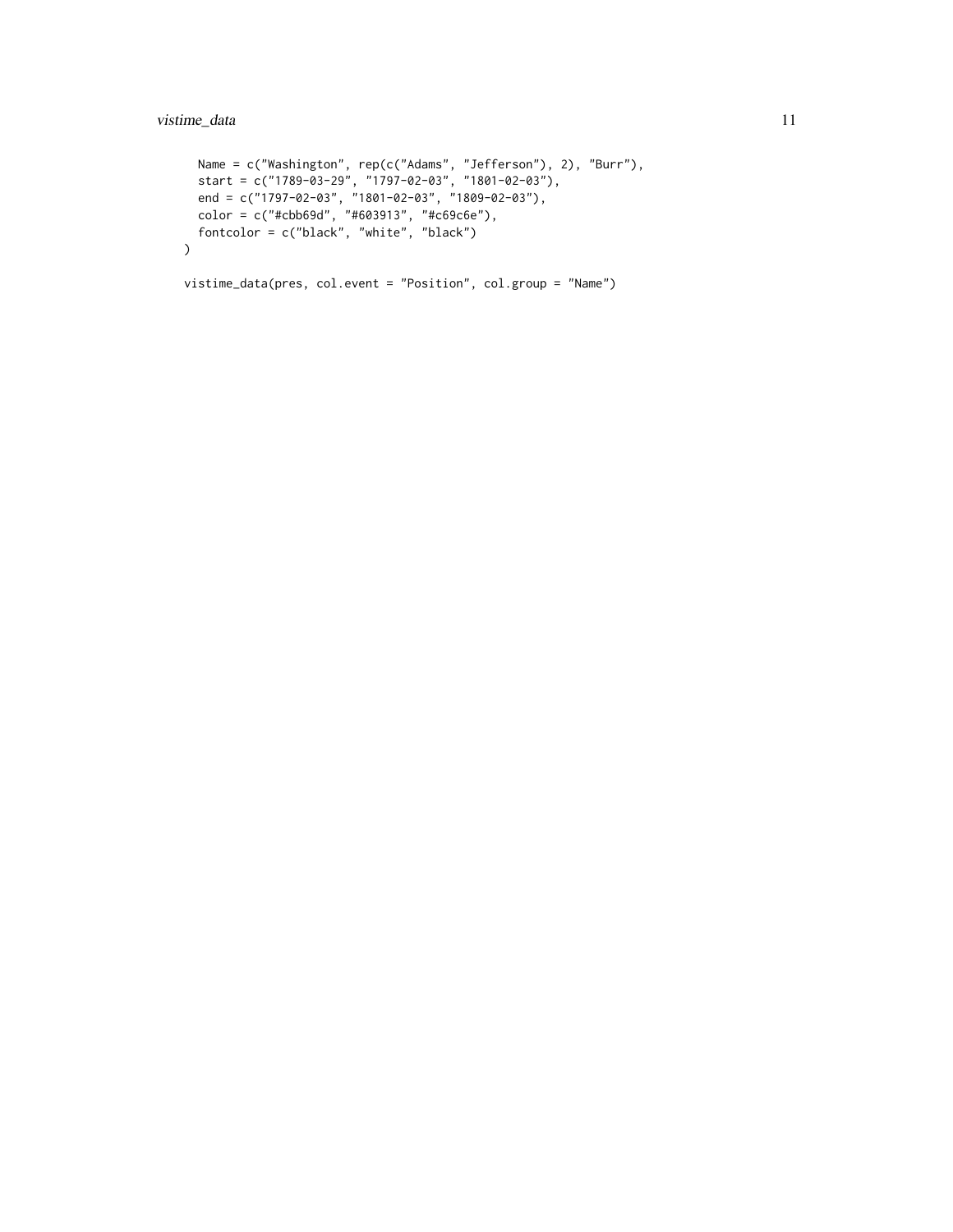```
  Name = c("Washington", rep(c("Adams", "Jefferson"), 2), "Burr"),
  start = c("1789-03-29", "1797-02-03", "1801-02-03"),
  end = c("1797-02-03", "1801-02-03", "1809-02-03"),
  color = c("#cbb69d", "#603913", "#c69c6e"),
  fontcolor = c("black", "white", "black")
)

vistime_data(pres, col.event = "Position", col.group = "Name")
```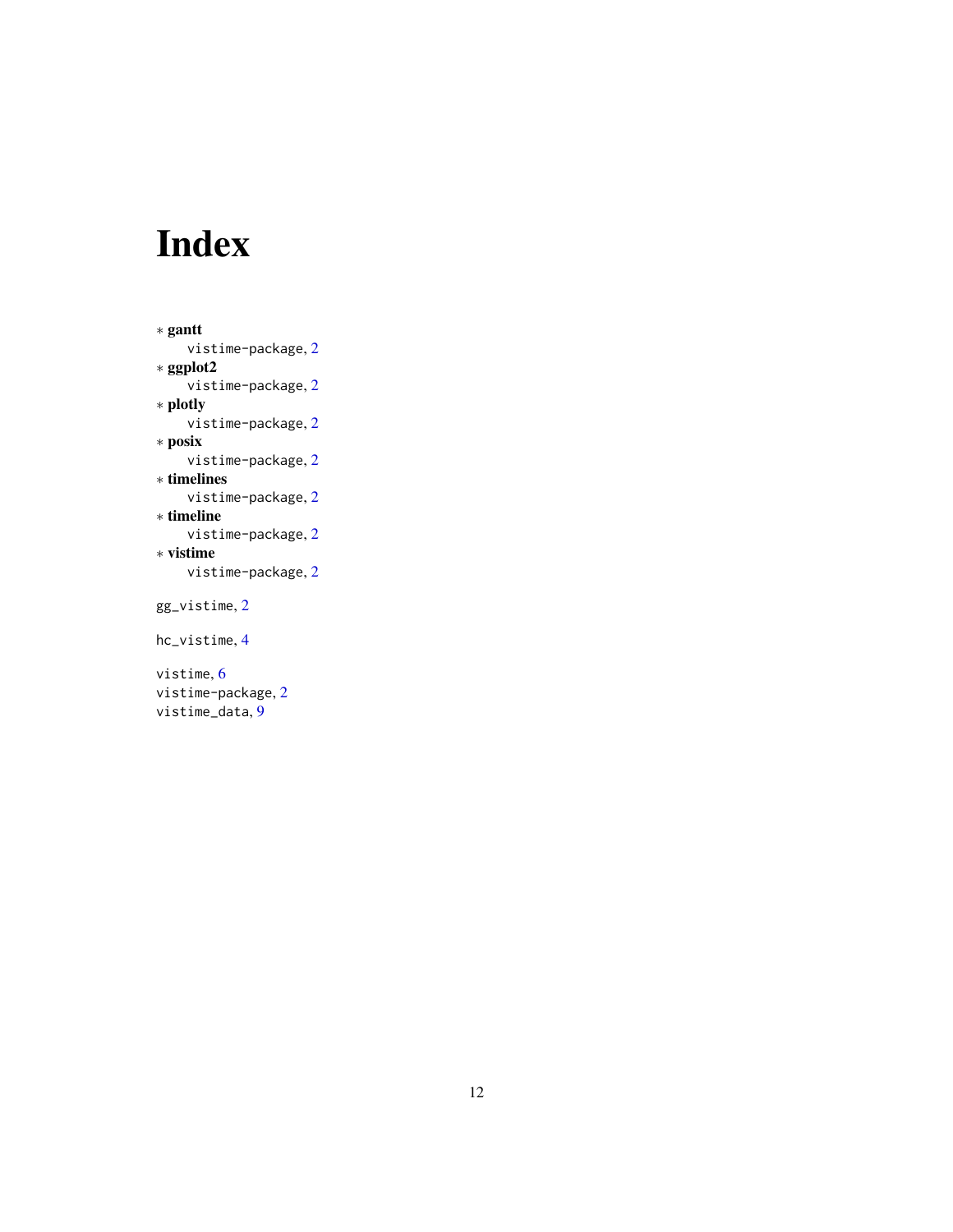# Index

∗ **gantt**
    vistime-package, 2
∗ **ggplot2**
    vistime-package, 2
∗ **plotly**
    vistime-package, 2
∗ **posix**
    vistime-package, 2
∗ **timelines**
    vistime-package, 2
∗ **timeline**
    vistime-package, 2
∗ **vistime**
    vistime-package, 2

gg_vistime, 2

hc_vistime, 4

vistime, 6
vistime-package, 2
vistime_data, 9